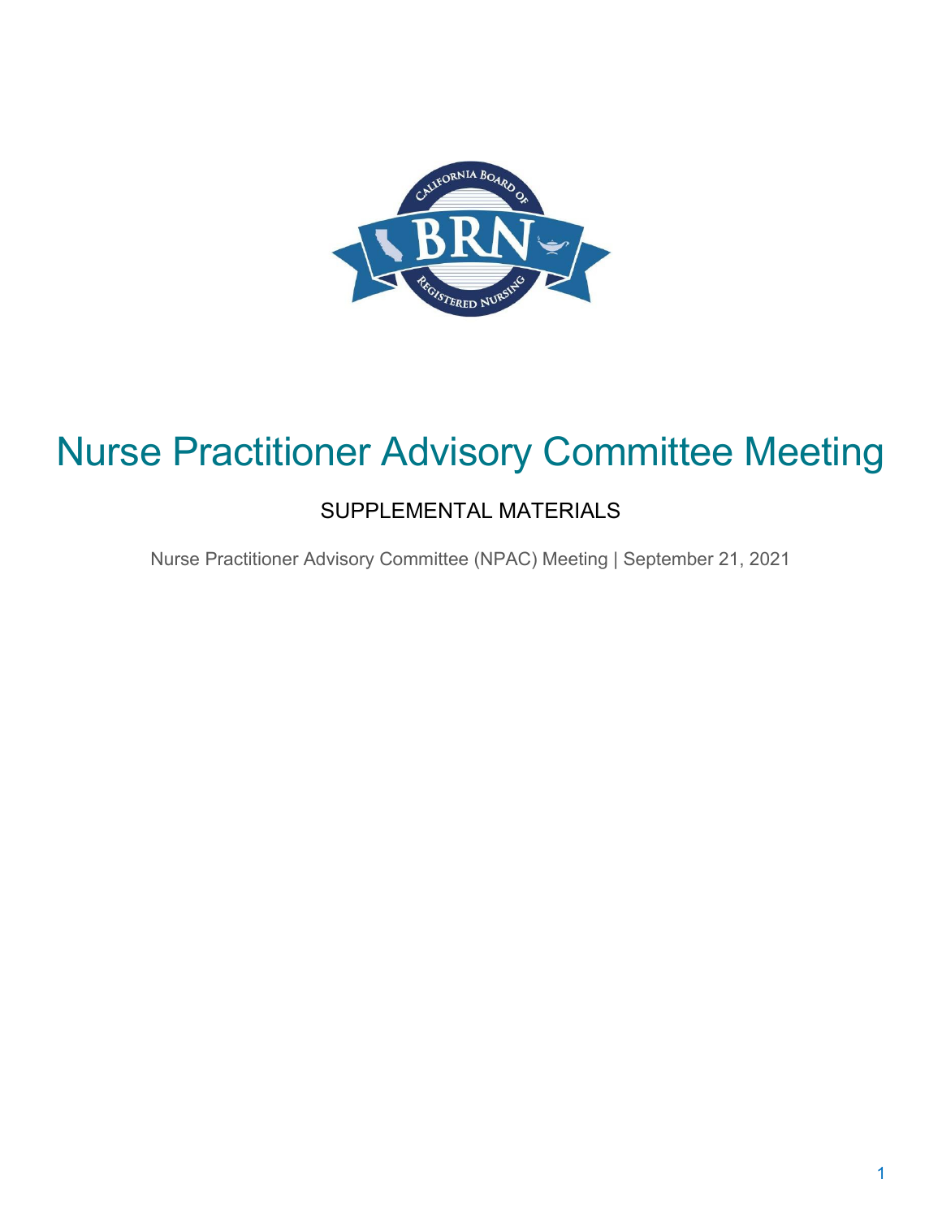# Nurse Practitioner Advisory Committee Meeting

## SUPPLEMENTAL MATERIALS

Nurse Practitioner Advisory Committee (NPAC) Meeting | September 21, 2021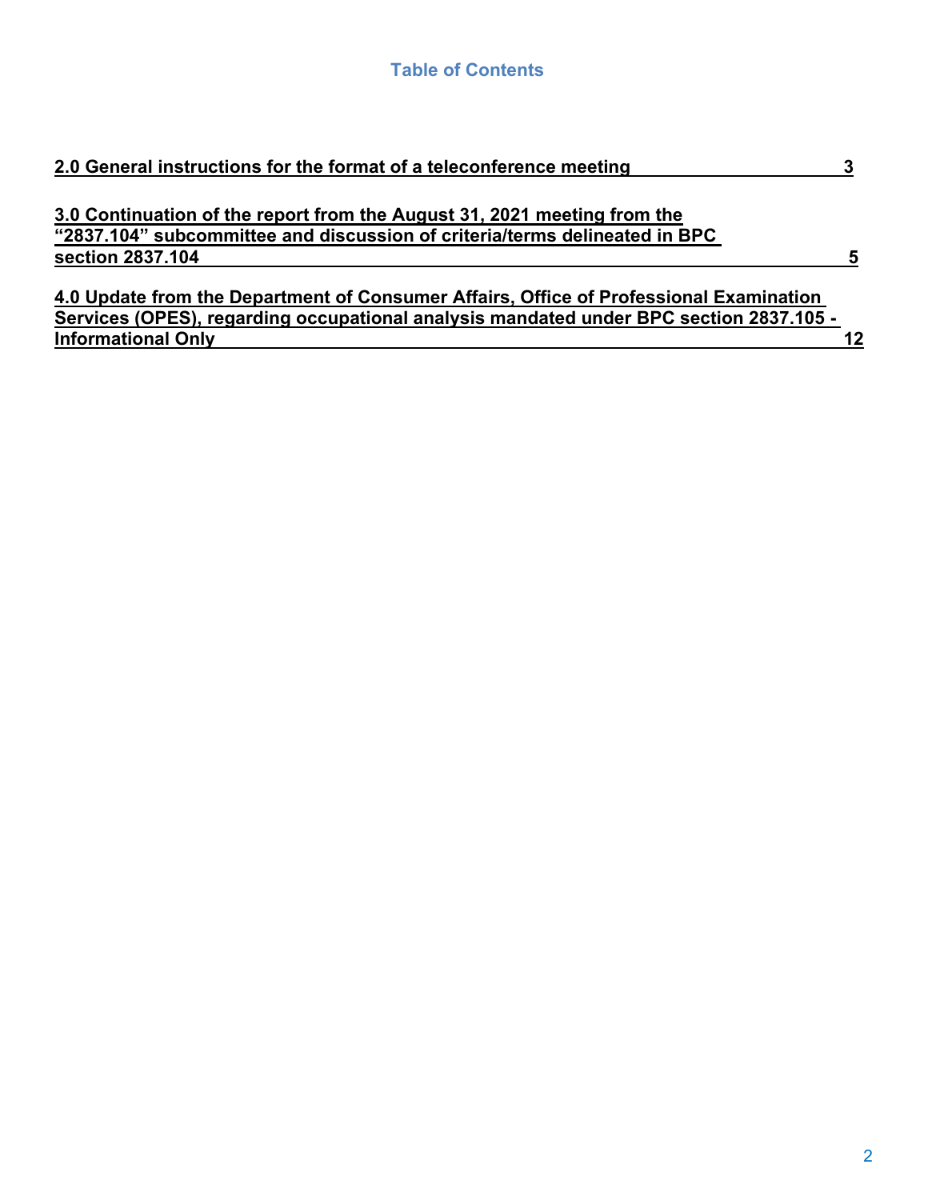## Table of Contents

**2.0 General instructions for the format of a teleconference meeting** **3**

**3.0 Continuation of the report from the August 31, 2021 meeting from the "2837.104" subcommittee and discussion of criteria/terms delineated in BPC section 2837.104** **5**

**4.0 Update from the Department of Consumer Affairs, Office of Professional Examination Services (OPES), regarding occupational analysis mandated under BPC section 2837.105 - Informational Only** **12**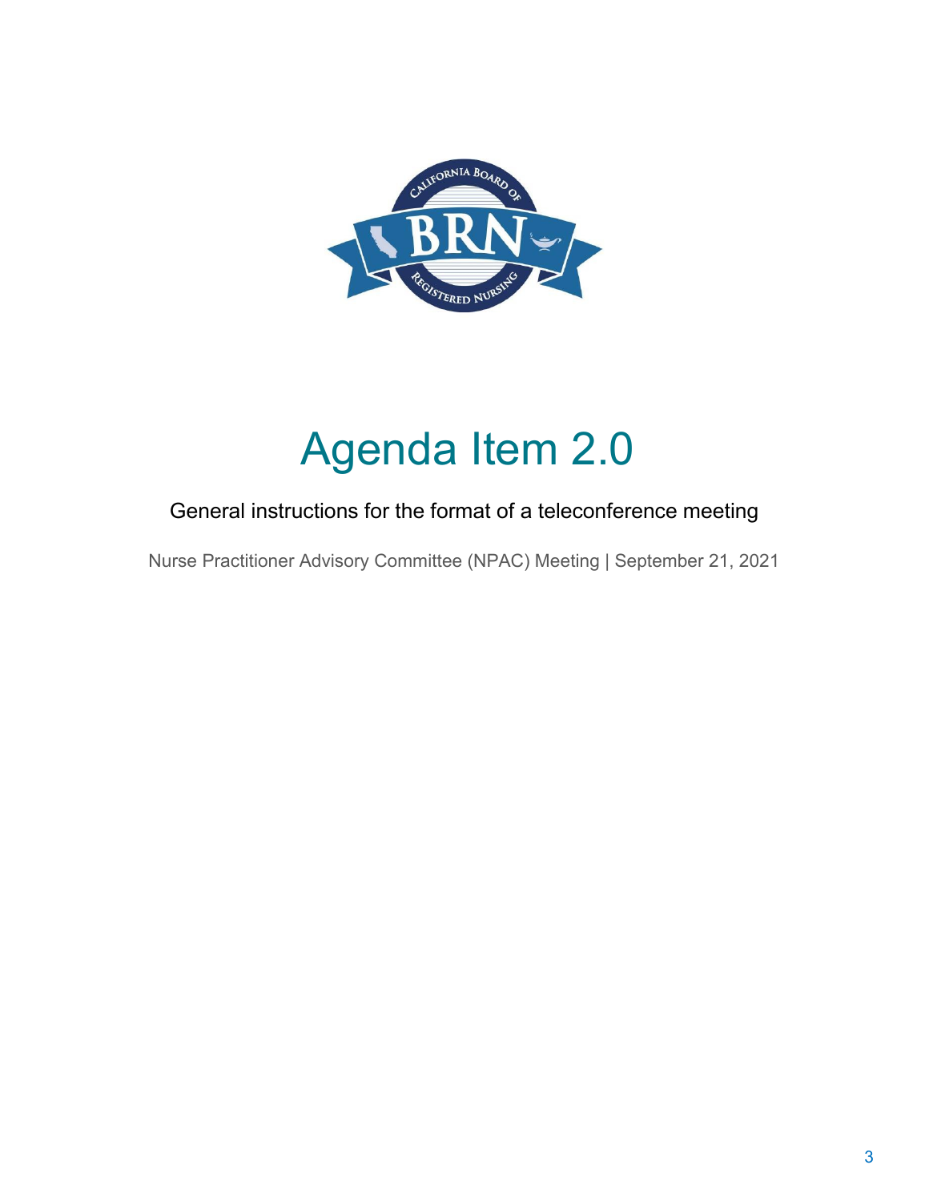# Agenda Item 2.0

General instructions for the format of a teleconference meeting

Nurse Practitioner Advisory Committee (NPAC) Meeting | September 21, 2021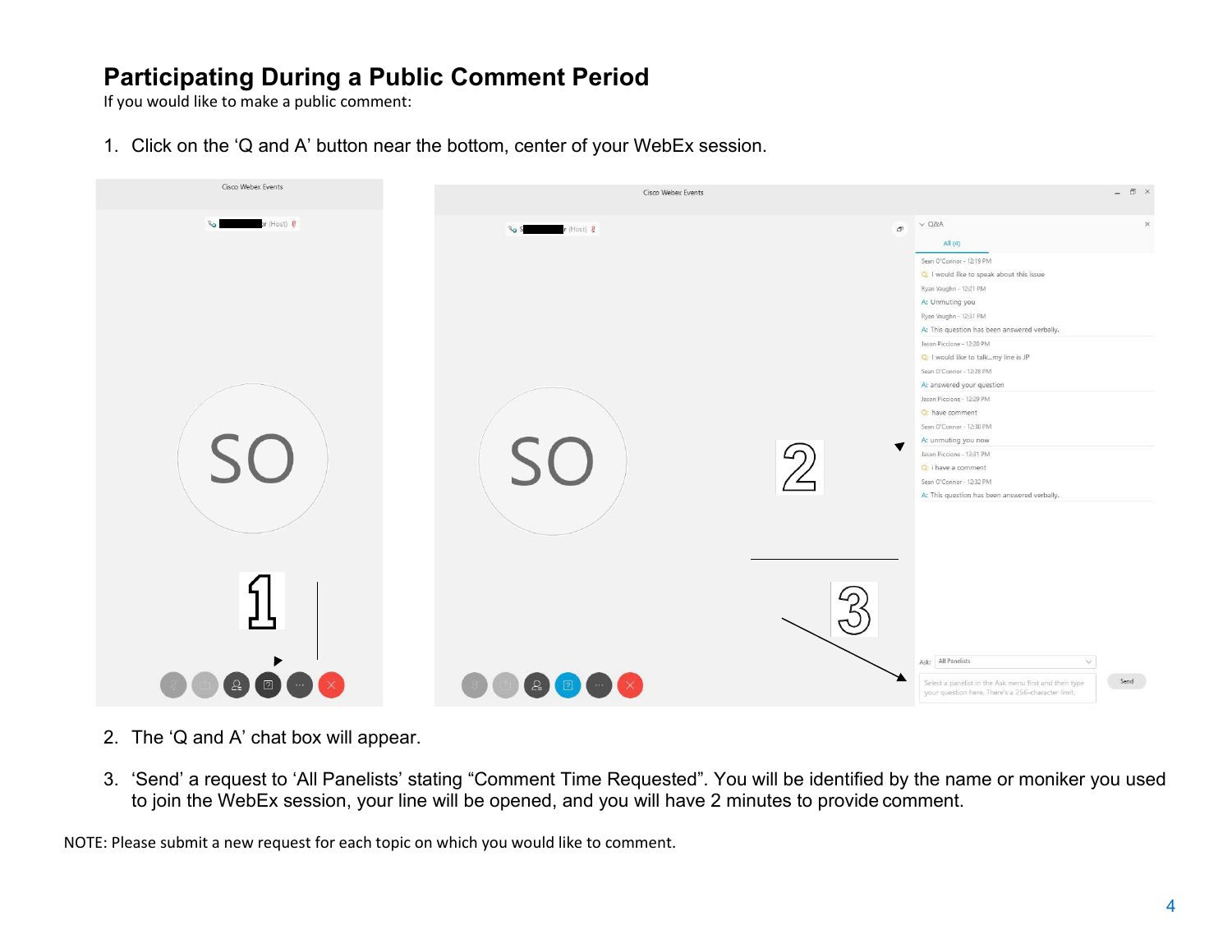## Participating During a Public Comment Period

If you would like to make a public comment:

1. Click on the 'Q and A' button near the bottom, center of your WebEx session.

2. The 'Q and A' chat box will appear.

3. 'Send' a request to 'All Panelists' stating "Comment Time Requested". You will be identified by the name or moniker you used to join the WebEx session, your line will be opened, and you will have 2 minutes to provide comment.

NOTE: Please submit a new request for each topic on which you would like to comment.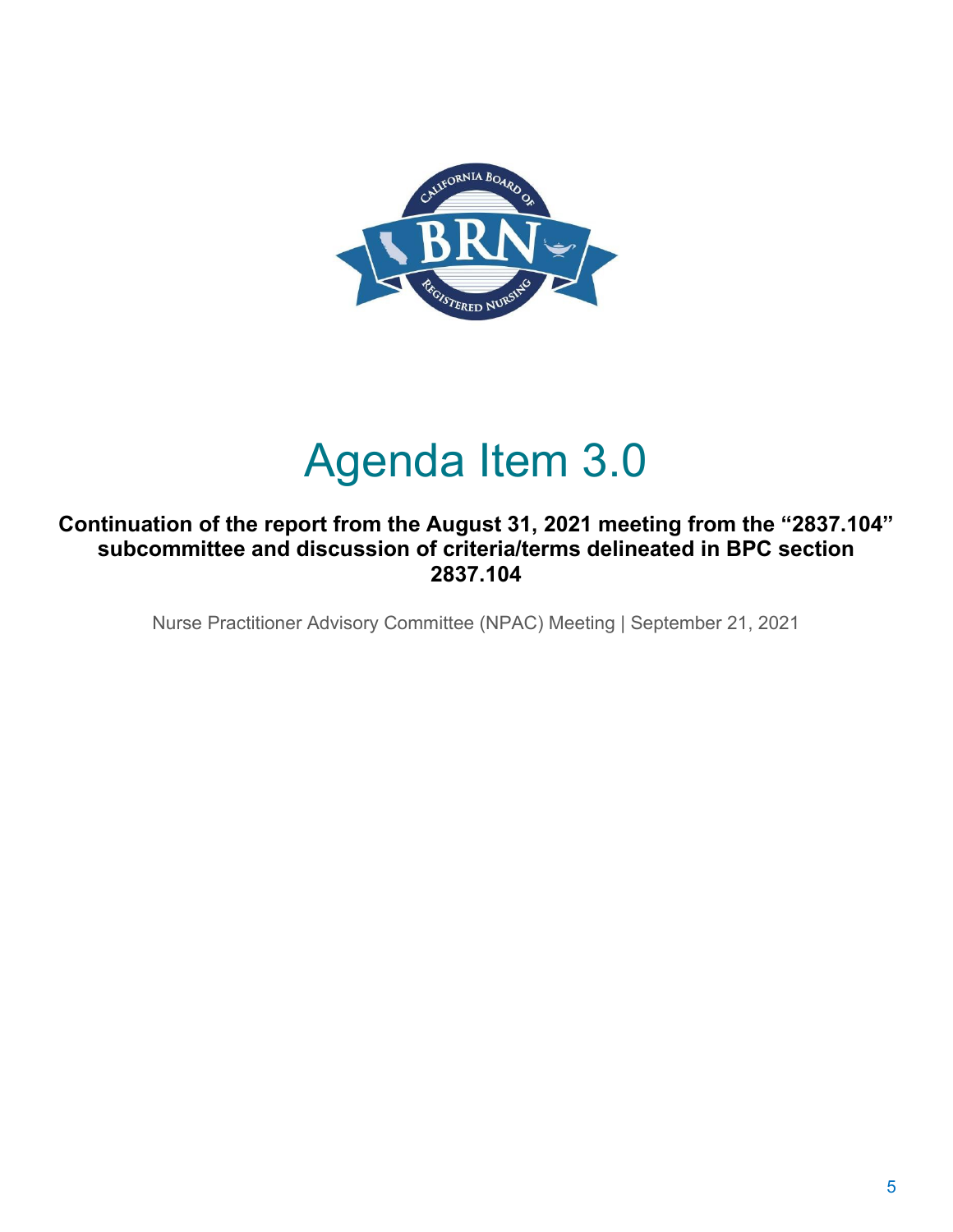# Agenda Item 3.0

**Continuation of the report from the August 31, 2021 meeting from the "2837.104" subcommittee and discussion of criteria/terms delineated in BPC section 2837.104**

Nurse Practitioner Advisory Committee (NPAC) Meeting | September 21, 2021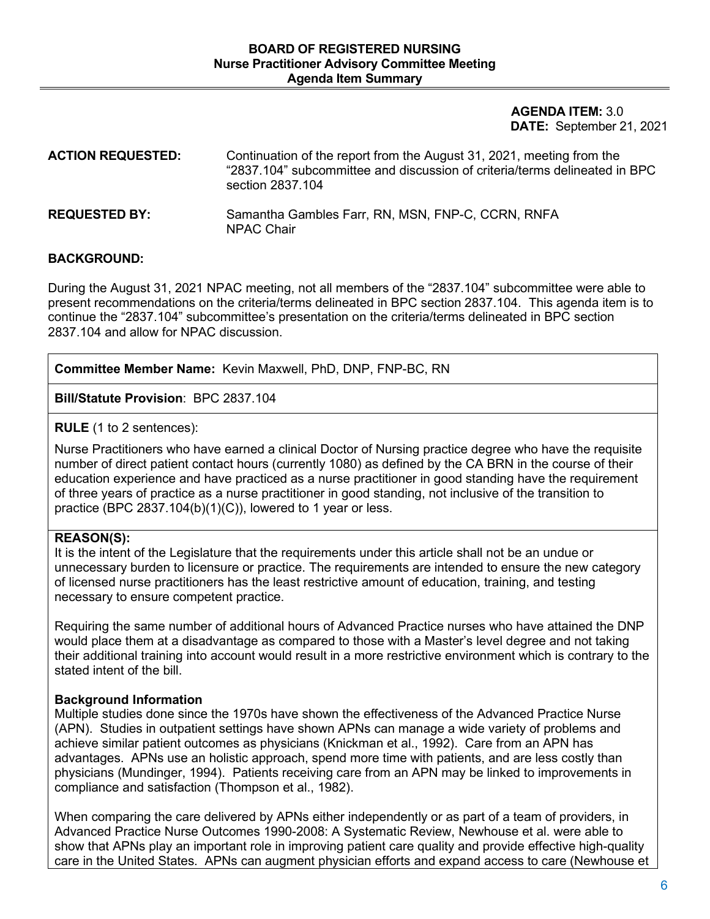**BOARD OF REGISTERED NURSING**
**Nurse Practitioner Advisory Committee Meeting**
**Agenda Item Summary**

**AGENDA ITEM:** 3.0
**DATE:** September 21, 2021

**ACTION REQUESTED:** Continuation of the report from the August 31, 2021, meeting from the "2837.104" subcommittee and discussion of criteria/terms delineated in BPC section 2837.104

**REQUESTED BY:** Samantha Gambles Farr, RN, MSN, FNP-C, CCRN, RNFA
NPAC Chair

## BACKGROUND:

During the August 31, 2021 NPAC meeting, not all members of the "2837.104" subcommittee were able to present recommendations on the criteria/terms delineated in BPC section 2837.104. This agenda item is to continue the "2837.104" subcommittee's presentation on the criteria/terms delineated in BPC section 2837.104 and allow for NPAC discussion.

**Committee Member Name:** Kevin Maxwell, PhD, DNP, FNP-BC, RN

**Bill/Statute Provision**: BPC 2837.104

**RULE** (1 to 2 sentences):

Nurse Practitioners who have earned a clinical Doctor of Nursing practice degree who have the requisite number of direct patient contact hours (currently 1080) as defined by the CA BRN in the course of their education experience and have practiced as a nurse practitioner in good standing have the requirement of three years of practice as a nurse practitioner in good standing, not inclusive of the transition to practice (BPC 2837.104(b)(1)(C)), lowered to 1 year or less.

**REASON(S):**

It is the intent of the Legislature that the requirements under this article shall not be an undue or unnecessary burden to licensure or practice. The requirements are intended to ensure the new category of licensed nurse practitioners has the least restrictive amount of education, training, and testing necessary to ensure competent practice.

Requiring the same number of additional hours of Advanced Practice nurses who have attained the DNP would place them at a disadvantage as compared to those with a Master's level degree and not taking their additional training into account would result in a more restrictive environment which is contrary to the stated intent of the bill.

**Background Information**

Multiple studies done since the 1970s have shown the effectiveness of the Advanced Practice Nurse (APN). Studies in outpatient settings have shown APNs can manage a wide variety of problems and achieve similar patient outcomes as physicians (Knickman et al., 1992). Care from an APN has advantages. APNs use an holistic approach, spend more time with patients, and are less costly than physicians (Mundinger, 1994). Patients receiving care from an APN may be linked to improvements in compliance and satisfaction (Thompson et al., 1982).

When comparing the care delivered by APNs either independently or as part of a team of providers, in Advanced Practice Nurse Outcomes 1990-2008: A Systematic Review, Newhouse et al. were able to show that APNs play an important role in improving patient care quality and provide effective high-quality care in the United States. APNs can augment physician efforts and expand access to care (Newhouse et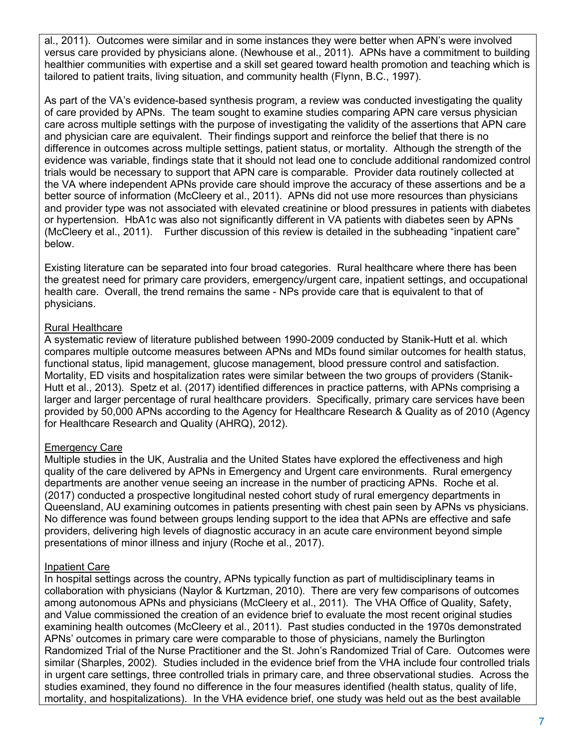al., 2011). Outcomes were similar and in some instances they were better when APN's were involved versus care provided by physicians alone. (Newhouse et al., 2011). APNs have a commitment to building healthier communities with expertise and a skill set geared toward health promotion and teaching which is tailored to patient traits, living situation, and community health (Flynn, B.C., 1997).

As part of the VA's evidence-based synthesis program, a review was conducted investigating the quality of care provided by APNs. The team sought to examine studies comparing APN care versus physician care across multiple settings with the purpose of investigating the validity of the assertions that APN care and physician care are equivalent. Their findings support and reinforce the belief that there is no difference in outcomes across multiple settings, patient status, or mortality. Although the strength of the evidence was variable, findings state that it should not lead one to conclude additional randomized control trials would be necessary to support that APN care is comparable. Provider data routinely collected at the VA where independent APNs provide care should improve the accuracy of these assertions and be a better source of information (McCleery et al., 2011). APNs did not use more resources than physicians and provider type was not associated with elevated creatinine or blood pressures in patients with diabetes or hypertension. HbA1c was also not significantly different in VA patients with diabetes seen by APNs (McCleery et al., 2011). Further discussion of this review is detailed in the subheading "inpatient care" below.

Existing literature can be separated into four broad categories. Rural healthcare where there has been the greatest need for primary care providers, emergency/urgent care, inpatient settings, and occupational health care. Overall, the trend remains the same - NPs provide care that is equivalent to that of physicians.

<u>Rural Healthcare</u>

A systematic review of literature published between 1990-2009 conducted by Stanik-Hutt et al. which compares multiple outcome measures between APNs and MDs found similar outcomes for health status, functional status, lipid management, glucose management, blood pressure control and satisfaction. Mortality, ED visits and hospitalization rates were similar between the two groups of providers (Stanik-Hutt et al., 2013). Spetz et al. (2017) identified differences in practice patterns, with APNs comprising a larger and larger percentage of rural healthcare providers. Specifically, primary care services have been provided by 50,000 APNs according to the Agency for Healthcare Research & Quality as of 2010 (Agency for Healthcare Research and Quality (AHRQ), 2012).

<u>Emergency Care</u>

Multiple studies in the UK, Australia and the United States have explored the effectiveness and high quality of the care delivered by APNs in Emergency and Urgent care environments. Rural emergency departments are another venue seeing an increase in the number of practicing APNs. Roche et al. (2017) conducted a prospective longitudinal nested cohort study of rural emergency departments in Queensland, AU examining outcomes in patients presenting with chest pain seen by APNs vs physicians. No difference was found between groups lending support to the idea that APNs are effective and safe providers, delivering high levels of diagnostic accuracy in an acute care environment beyond simple presentations of minor illness and injury (Roche et al., 2017).

<u>Inpatient Care</u>

In hospital settings across the country, APNs typically function as part of multidisciplinary teams in collaboration with physicians (Naylor & Kurtzman, 2010). There are very few comparisons of outcomes among autonomous APNs and physicians (McCleery et al., 2011). The VHA Office of Quality, Safety, and Value commissioned the creation of an evidence brief to evaluate the most recent original studies examining health outcomes (McCleery et al., 2011). Past studies conducted in the 1970s demonstrated APNs' outcomes in primary care were comparable to those of physicians, namely the Burlington Randomized Trial of the Nurse Practitioner and the St. John's Randomized Trial of Care. Outcomes were similar (Sharples, 2002). Studies included in the evidence brief from the VHA include four controlled trials in urgent care settings, three controlled trials in primary care, and three observational studies. Across the studies examined, they found no difference in the four measures identified (health status, quality of life, mortality, and hospitalizations). In the VHA evidence brief, one study was held out as the best available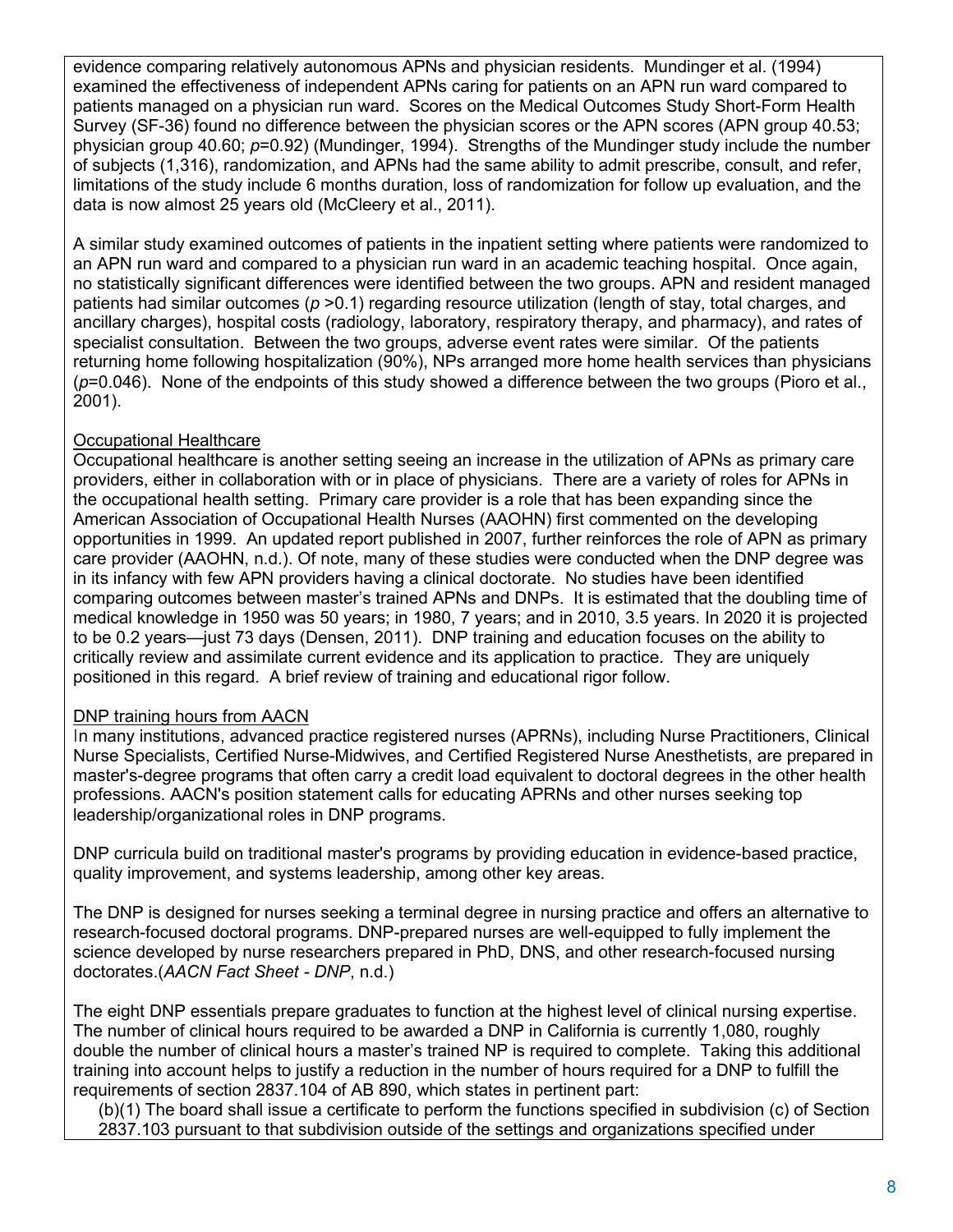evidence comparing relatively autonomous APNs and physician residents. Mundinger et al. (1994) examined the effectiveness of independent APNs caring for patients on an APN run ward compared to patients managed on a physician run ward. Scores on the Medical Outcomes Study Short-Form Health Survey (SF-36) found no difference between the physician scores or the APN scores (APN group 40.53; physician group 40.60; $p$=0.92) (Mundinger, 1994). Strengths of the Mundinger study include the number of subjects (1,316), randomization, and APNs had the same ability to admit prescribe, consult, and refer, limitations of the study include 6 months duration, loss of randomization for follow up evaluation, and the data is now almost 25 years old (McCleery et al., 2011).

A similar study examined outcomes of patients in the inpatient setting where patients were randomized to an APN run ward and compared to a physician run ward in an academic teaching hospital. Once again, no statistically significant differences were identified between the two groups. APN and resident managed patients had similar outcomes ($p$ >0.1) regarding resource utilization (length of stay, total charges, and ancillary charges), hospital costs (radiology, laboratory, respiratory therapy, and pharmacy), and rates of specialist consultation. Between the two groups, adverse event rates were similar. Of the patients returning home following hospitalization (90%), NPs arranged more home health services than physicians ($p$=0.046). None of the endpoints of this study showed a difference between the two groups (Pioro et al., 2001).

Occupational Healthcare

Occupational healthcare is another setting seeing an increase in the utilization of APNs as primary care providers, either in collaboration with or in place of physicians. There are a variety of roles for APNs in the occupational health setting. Primary care provider is a role that has been expanding since the American Association of Occupational Health Nurses (AAOHN) first commented on the developing opportunities in 1999. An updated report published in 2007, further reinforces the role of APN as primary care provider (AAOHN, n.d.). Of note, many of these studies were conducted when the DNP degree was in its infancy with few APN providers having a clinical doctorate. No studies have been identified comparing outcomes between master's trained APNs and DNPs. It is estimated that the doubling time of medical knowledge in 1950 was 50 years; in 1980, 7 years; and in 2010, 3.5 years. In 2020 it is projected to be 0.2 years—just 73 days (Densen, 2011). DNP training and education focuses on the ability to critically review and assimilate current evidence and its application to practice. They are uniquely positioned in this regard. A brief review of training and educational rigor follow.

DNP training hours from AACN

In many institutions, advanced practice registered nurses (APRNs), including Nurse Practitioners, Clinical Nurse Specialists, Certified Nurse-Midwives, and Certified Registered Nurse Anesthetists, are prepared in master's-degree programs that often carry a credit load equivalent to doctoral degrees in the other health professions. AACN's position statement calls for educating APRNs and other nurses seeking top leadership/organizational roles in DNP programs.

DNP curricula build on traditional master's programs by providing education in evidence-based practice, quality improvement, and systems leadership, among other key areas.

The DNP is designed for nurses seeking a terminal degree in nursing practice and offers an alternative to research-focused doctoral programs. DNP-prepared nurses are well-equipped to fully implement the science developed by nurse researchers prepared in PhD, DNS, and other research-focused nursing doctorates.(*AACN Fact Sheet - DNP*, n.d.)

The eight DNP essentials prepare graduates to function at the highest level of clinical nursing expertise. The number of clinical hours required to be awarded a DNP in California is currently 1,080, roughly double the number of clinical hours a master's trained NP is required to complete. Taking this additional training into account helps to justify a reduction in the number of hours required for a DNP to fulfill the requirements of section 2837.104 of AB 890, which states in pertinent part:

(b)(1) The board shall issue a certificate to perform the functions specified in subdivision (c) of Section 2837.103 pursuant to that subdivision outside of the settings and organizations specified under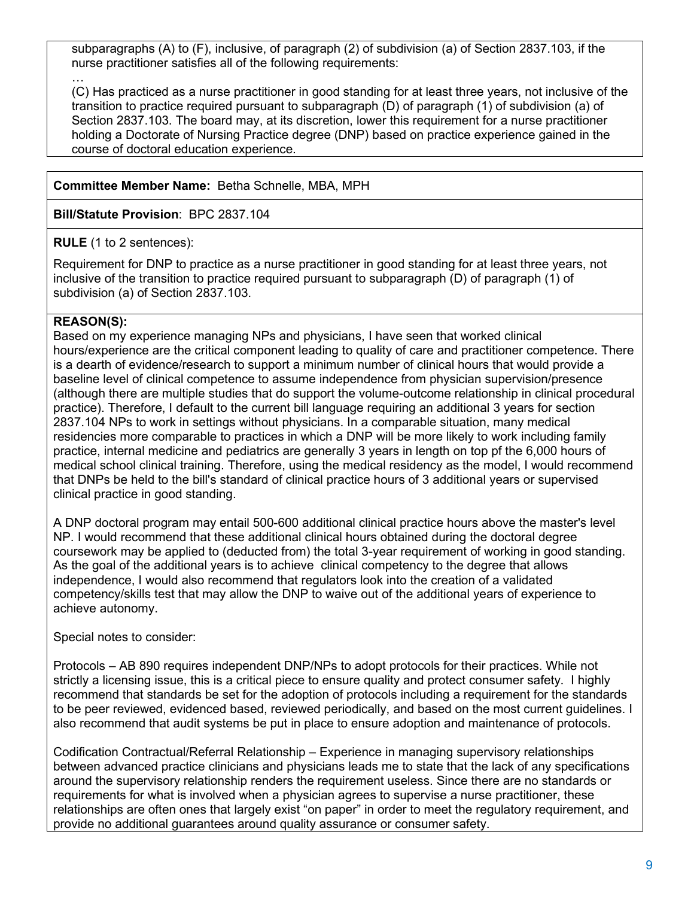subparagraphs (A) to (F), inclusive, of paragraph (2) of subdivision (a) of Section 2837.103, if the nurse practitioner satisfies all of the following requirements:

…

(C) Has practiced as a nurse practitioner in good standing for at least three years, not inclusive of the transition to practice required pursuant to subparagraph (D) of paragraph (1) of subdivision (a) of Section 2837.103. The board may, at its discretion, lower this requirement for a nurse practitioner holding a Doctorate of Nursing Practice degree (DNP) based on practice experience gained in the course of doctoral education experience.

**Committee Member Name:** Betha Schnelle, MBA, MPH

**Bill/Statute Provision**: BPC 2837.104

**RULE** (1 to 2 sentences):

Requirement for DNP to practice as a nurse practitioner in good standing for at least three years, not inclusive of the transition to practice required pursuant to subparagraph (D) of paragraph (1) of subdivision (a) of Section 2837.103.

**REASON(S):**

Based on my experience managing NPs and physicians, I have seen that worked clinical hours/experience are the critical component leading to quality of care and practitioner competence. There is a dearth of evidence/research to support a minimum number of clinical hours that would provide a baseline level of clinical competence to assume independence from physician supervision/presence (although there are multiple studies that do support the volume-outcome relationship in clinical procedural practice). Therefore, I default to the current bill language requiring an additional 3 years for section 2837.104 NPs to work in settings without physicians. In a comparable situation, many medical residencies more comparable to practices in which a DNP will be more likely to work including family practice, internal medicine and pediatrics are generally 3 years in length on top pf the 6,000 hours of medical school clinical training. Therefore, using the medical residency as the model, I would recommend that DNPs be held to the bill's standard of clinical practice hours of 3 additional years or supervised clinical practice in good standing.

A DNP doctoral program may entail 500-600 additional clinical practice hours above the master's level NP. I would recommend that these additional clinical hours obtained during the doctoral degree coursework may be applied to (deducted from) the total 3-year requirement of working in good standing. As the goal of the additional years is to achieve clinical competency to the degree that allows independence, I would also recommend that regulators look into the creation of a validated competency/skills test that may allow the DNP to waive out of the additional years of experience to achieve autonomy.

Special notes to consider:

Protocols – AB 890 requires independent DNP/NPs to adopt protocols for their practices. While not strictly a licensing issue, this is a critical piece to ensure quality and protect consumer safety. I highly recommend that standards be set for the adoption of protocols including a requirement for the standards to be peer reviewed, evidenced based, reviewed periodically, and based on the most current guidelines. I also recommend that audit systems be put in place to ensure adoption and maintenance of protocols.

Codification Contractual/Referral Relationship – Experience in managing supervisory relationships between advanced practice clinicians and physicians leads me to state that the lack of any specifications around the supervisory relationship renders the requirement useless. Since there are no standards or requirements for what is involved when a physician agrees to supervise a nurse practitioner, these relationships are often ones that largely exist "on paper" in order to meet the regulatory requirement, and provide no additional guarantees around quality assurance or consumer safety.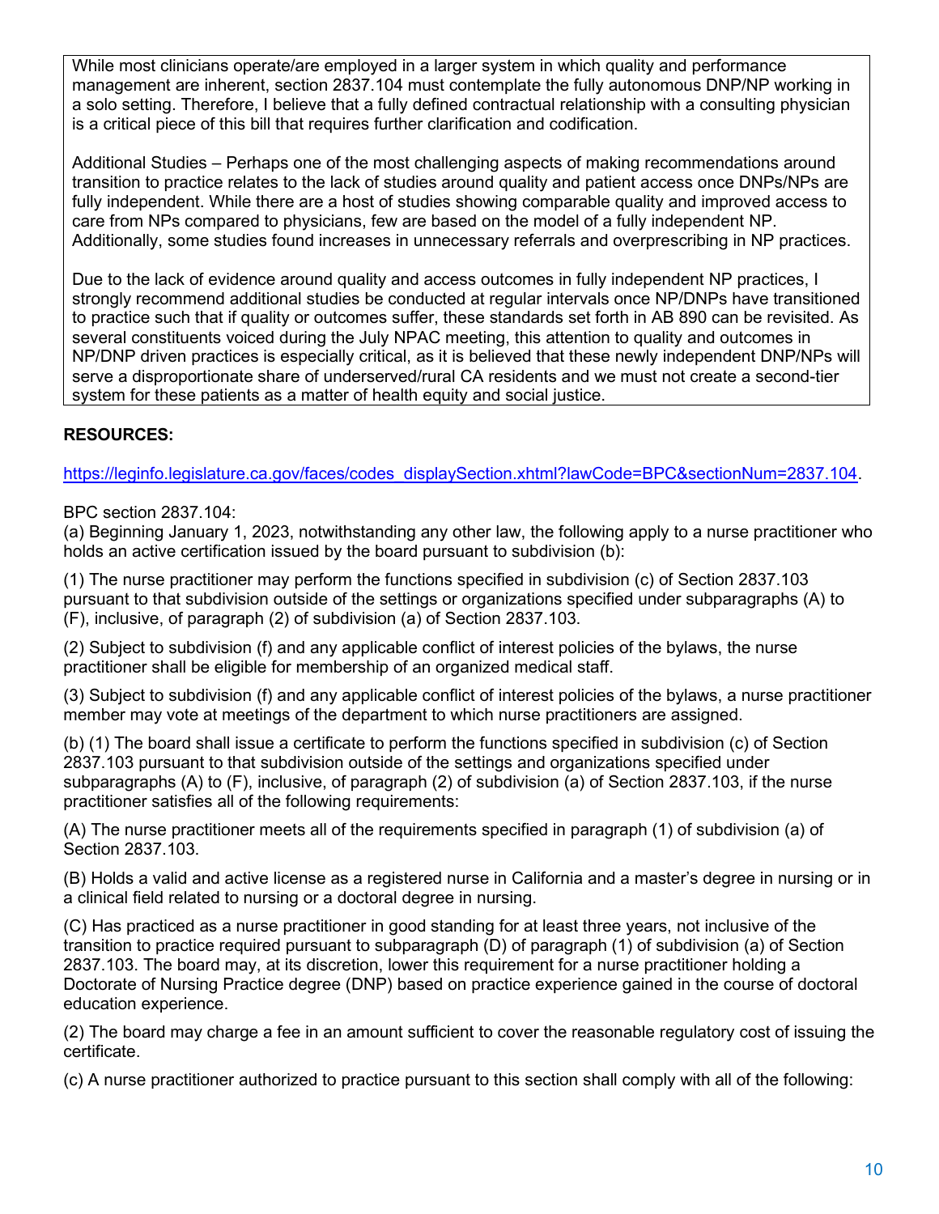While most clinicians operate/are employed in a larger system in which quality and performance management are inherent, section 2837.104 must contemplate the fully autonomous DNP/NP working in a solo setting. Therefore, I believe that a fully defined contractual relationship with a consulting physician is a critical piece of this bill that requires further clarification and codification.

Additional Studies – Perhaps one of the most challenging aspects of making recommendations around transition to practice relates to the lack of studies around quality and patient access once DNPs/NPs are fully independent. While there are a host of studies showing comparable quality and improved access to care from NPs compared to physicians, few are based on the model of a fully independent NP. Additionally, some studies found increases in unnecessary referrals and overprescribing in NP practices.

Due to the lack of evidence around quality and access outcomes in fully independent NP practices, I strongly recommend additional studies be conducted at regular intervals once NP/DNPs have transitioned to practice such that if quality or outcomes suffer, these standards set forth in AB 890 can be revisited. As several constituents voiced during the July NPAC meeting, this attention to quality and outcomes in NP/DNP driven practices is especially critical, as it is believed that these newly independent DNP/NPs will serve a disproportionate share of underserved/rural CA residents and we must not create a second-tier system for these patients as a matter of health equity and social justice.

**RESOURCES:**

https://leginfo.legislature.ca.gov/faces/codes_displaySection.xhtml?lawCode=BPC&sectionNum=2837.104.

BPC section 2837.104:
(a) Beginning January 1, 2023, notwithstanding any other law, the following apply to a nurse practitioner who holds an active certification issued by the board pursuant to subdivision (b):

(1) The nurse practitioner may perform the functions specified in subdivision (c) of Section 2837.103 pursuant to that subdivision outside of the settings or organizations specified under subparagraphs (A) to (F), inclusive, of paragraph (2) of subdivision (a) of Section 2837.103.

(2) Subject to subdivision (f) and any applicable conflict of interest policies of the bylaws, the nurse practitioner shall be eligible for membership of an organized medical staff.

(3) Subject to subdivision (f) and any applicable conflict of interest policies of the bylaws, a nurse practitioner member may vote at meetings of the department to which nurse practitioners are assigned.

(b) (1) The board shall issue a certificate to perform the functions specified in subdivision (c) of Section 2837.103 pursuant to that subdivision outside of the settings and organizations specified under subparagraphs (A) to (F), inclusive, of paragraph (2) of subdivision (a) of Section 2837.103, if the nurse practitioner satisfies all of the following requirements:

(A) The nurse practitioner meets all of the requirements specified in paragraph (1) of subdivision (a) of Section 2837.103.

(B) Holds a valid and active license as a registered nurse in California and a master's degree in nursing or in a clinical field related to nursing or a doctoral degree in nursing.

(C) Has practiced as a nurse practitioner in good standing for at least three years, not inclusive of the transition to practice required pursuant to subparagraph (D) of paragraph (1) of subdivision (a) of Section 2837.103. The board may, at its discretion, lower this requirement for a nurse practitioner holding a Doctorate of Nursing Practice degree (DNP) based on practice experience gained in the course of doctoral education experience.

(2) The board may charge a fee in an amount sufficient to cover the reasonable regulatory cost of issuing the certificate.

(c) A nurse practitioner authorized to practice pursuant to this section shall comply with all of the following: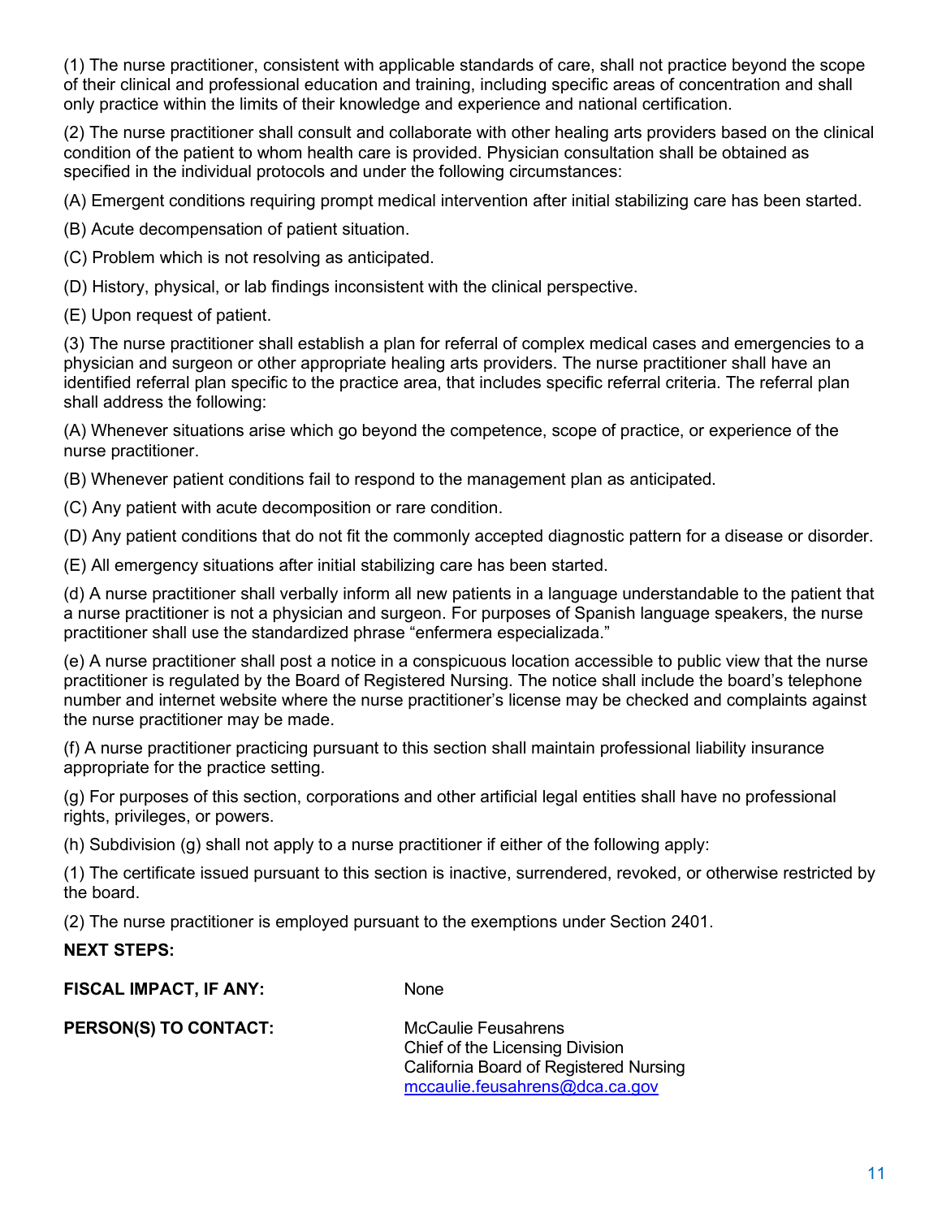(1) The nurse practitioner, consistent with applicable standards of care, shall not practice beyond the scope of their clinical and professional education and training, including specific areas of concentration and shall only practice within the limits of their knowledge and experience and national certification.

(2) The nurse practitioner shall consult and collaborate with other healing arts providers based on the clinical condition of the patient to whom health care is provided. Physician consultation shall be obtained as specified in the individual protocols and under the following circumstances:

(A) Emergent conditions requiring prompt medical intervention after initial stabilizing care has been started.

(B) Acute decompensation of patient situation.

(C) Problem which is not resolving as anticipated.

(D) History, physical, or lab findings inconsistent with the clinical perspective.

(E) Upon request of patient.

(3) The nurse practitioner shall establish a plan for referral of complex medical cases and emergencies to a physician and surgeon or other appropriate healing arts providers. The nurse practitioner shall have an identified referral plan specific to the practice area, that includes specific referral criteria. The referral plan shall address the following:

(A) Whenever situations arise which go beyond the competence, scope of practice, or experience of the nurse practitioner.

(B) Whenever patient conditions fail to respond to the management plan as anticipated.

(C) Any patient with acute decomposition or rare condition.

(D) Any patient conditions that do not fit the commonly accepted diagnostic pattern for a disease or disorder.

(E) All emergency situations after initial stabilizing care has been started.

(d) A nurse practitioner shall verbally inform all new patients in a language understandable to the patient that a nurse practitioner is not a physician and surgeon. For purposes of Spanish language speakers, the nurse practitioner shall use the standardized phrase “enfermera especializada.”

(e) A nurse practitioner shall post a notice in a conspicuous location accessible to public view that the nurse practitioner is regulated by the Board of Registered Nursing. The notice shall include the board’s telephone number and internet website where the nurse practitioner’s license may be checked and complaints against the nurse practitioner may be made.

(f) A nurse practitioner practicing pursuant to this section shall maintain professional liability insurance appropriate for the practice setting.

(g) For purposes of this section, corporations and other artificial legal entities shall have no professional rights, privileges, or powers.

(h) Subdivision (g) shall not apply to a nurse practitioner if either of the following apply:

(1) The certificate issued pursuant to this section is inactive, surrendered, revoked, or otherwise restricted by the board.

(2) The nurse practitioner is employed pursuant to the exemptions under Section 2401.

**NEXT STEPS:**

**FISCAL IMPACT, IF ANY:** None

**PERSON(S) TO CONTACT:** McCaulie Feusahrens
Chief of the Licensing Division
California Board of Registered Nursing
mccaulie.feusahrens@dca.ca.gov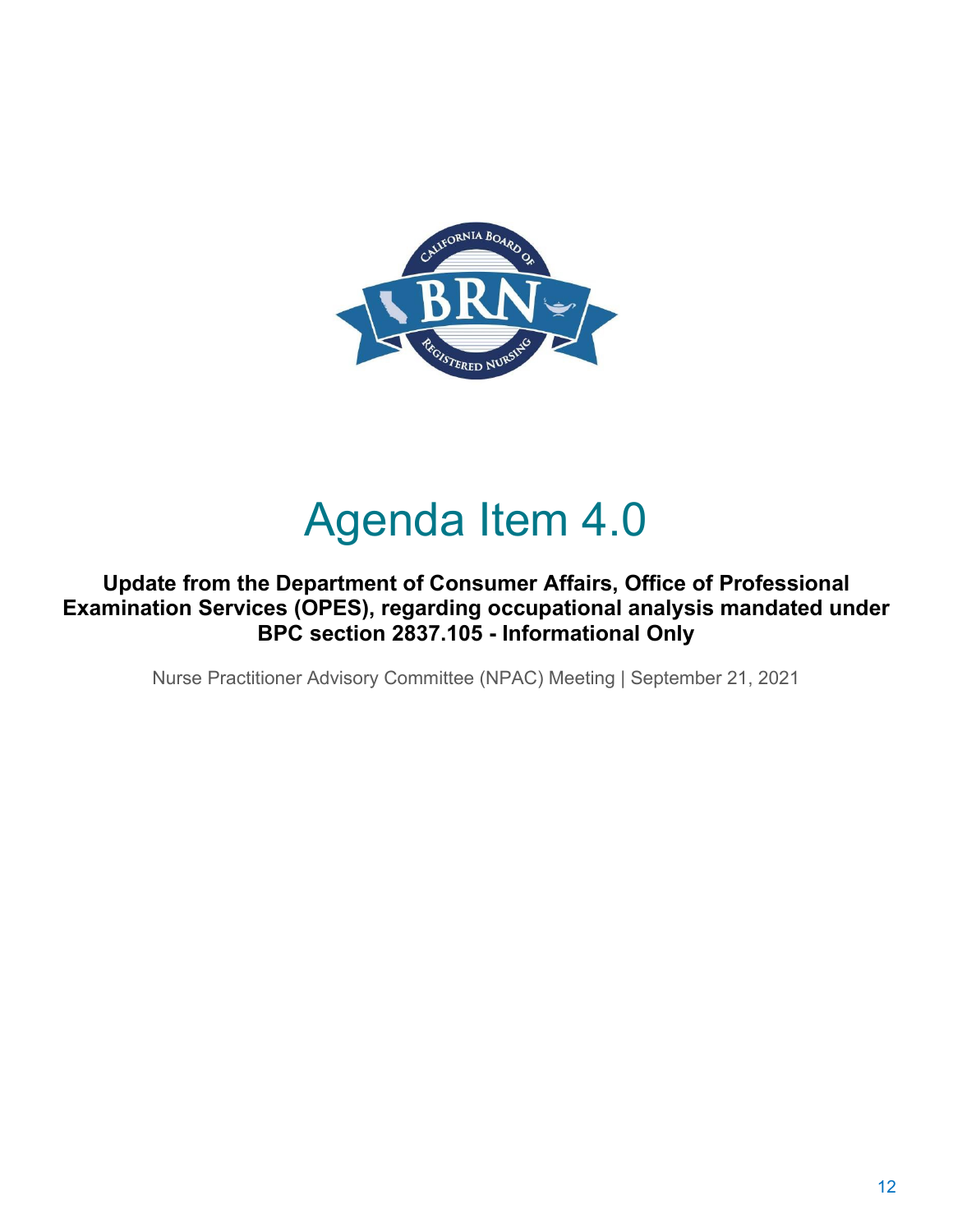# Agenda Item 4.0

**Update from the Department of Consumer Affairs, Office of Professional Examination Services (OPES), regarding occupational analysis mandated under BPC section 2837.105 - Informational Only**

Nurse Practitioner Advisory Committee (NPAC) Meeting | September 21, 2021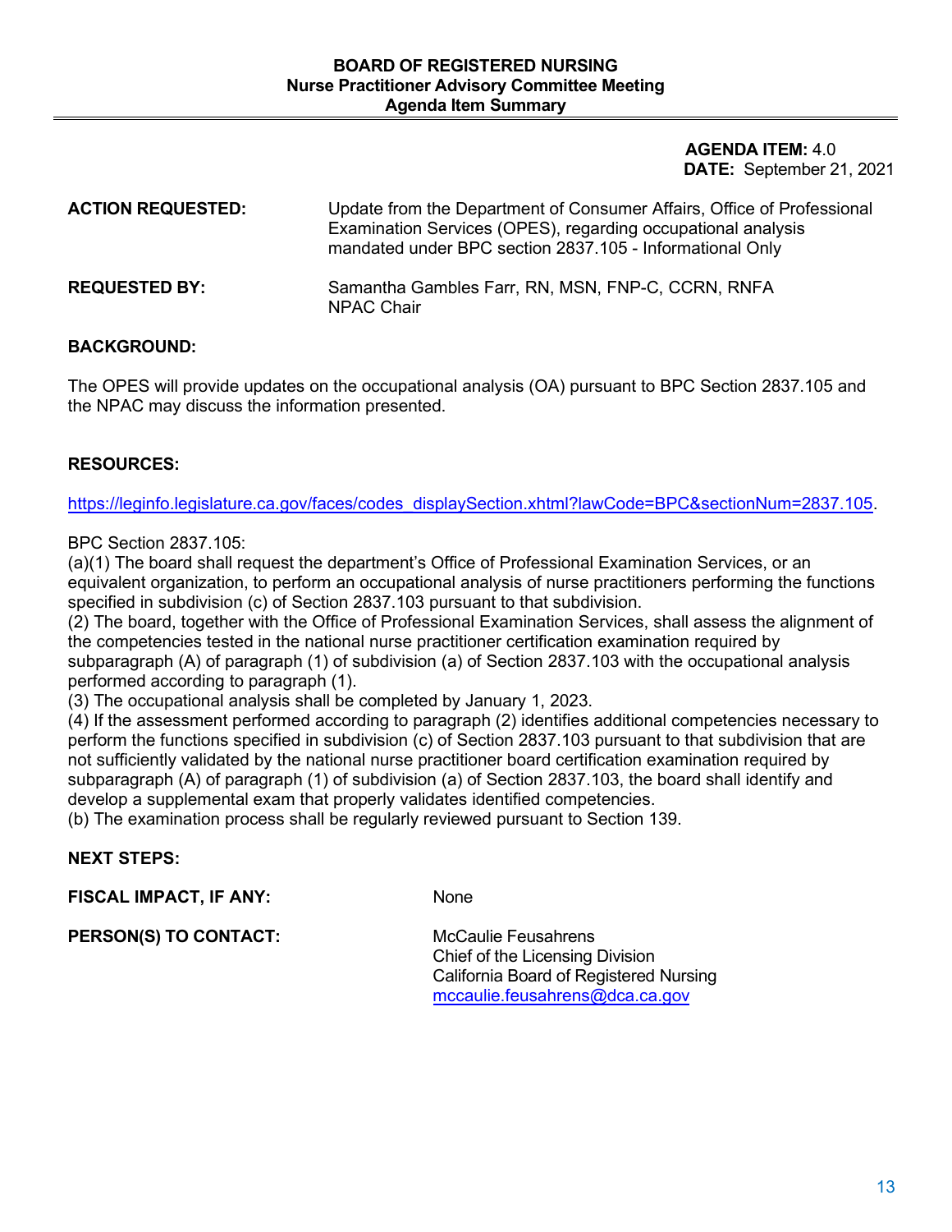**BOARD OF REGISTERED NURSING**
**Nurse Practitioner Advisory Committee Meeting**
**Agenda Item Summary**

**AGENDA ITEM:** 4.0
**DATE:** September 21, 2021

**ACTION REQUESTED:** Update from the Department of Consumer Affairs, Office of Professional Examination Services (OPES), regarding occupational analysis mandated under BPC section 2837.105 - Informational Only

**REQUESTED BY:** Samantha Gambles Farr, RN, MSN, FNP-C, CCRN, RNFA
NPAC Chair

**BACKGROUND:**

The OPES will provide updates on the occupational analysis (OA) pursuant to BPC Section 2837.105 and the NPAC may discuss the information presented.

**RESOURCES:**

https://leginfo.legislature.ca.gov/faces/codes_displaySection.xhtml?lawCode=BPC&sectionNum=2837.105.

BPC Section 2837.105:
(a)(1) The board shall request the department's Office of Professional Examination Services, or an equivalent organization, to perform an occupational analysis of nurse practitioners performing the functions specified in subdivision (c) of Section 2837.103 pursuant to that subdivision.
(2) The board, together with the Office of Professional Examination Services, shall assess the alignment of the competencies tested in the national nurse practitioner certification examination required by subparagraph (A) of paragraph (1) of subdivision (a) of Section 2837.103 with the occupational analysis performed according to paragraph (1).
(3) The occupational analysis shall be completed by January 1, 2023.
(4) If the assessment performed according to paragraph (2) identifies additional competencies necessary to perform the functions specified in subdivision (c) of Section 2837.103 pursuant to that subdivision that are not sufficiently validated by the national nurse practitioner board certification examination required by subparagraph (A) of paragraph (1) of subdivision (a) of Section 2837.103, the board shall identify and develop a supplemental exam that properly validates identified competencies.
(b) The examination process shall be regularly reviewed pursuant to Section 139.

**NEXT STEPS:**

**FISCAL IMPACT, IF ANY:** None

**PERSON(S) TO CONTACT:** McCaulie Feusahrens
Chief of the Licensing Division
California Board of Registered Nursing
mccaulie.feusahrens@dca.ca.gov